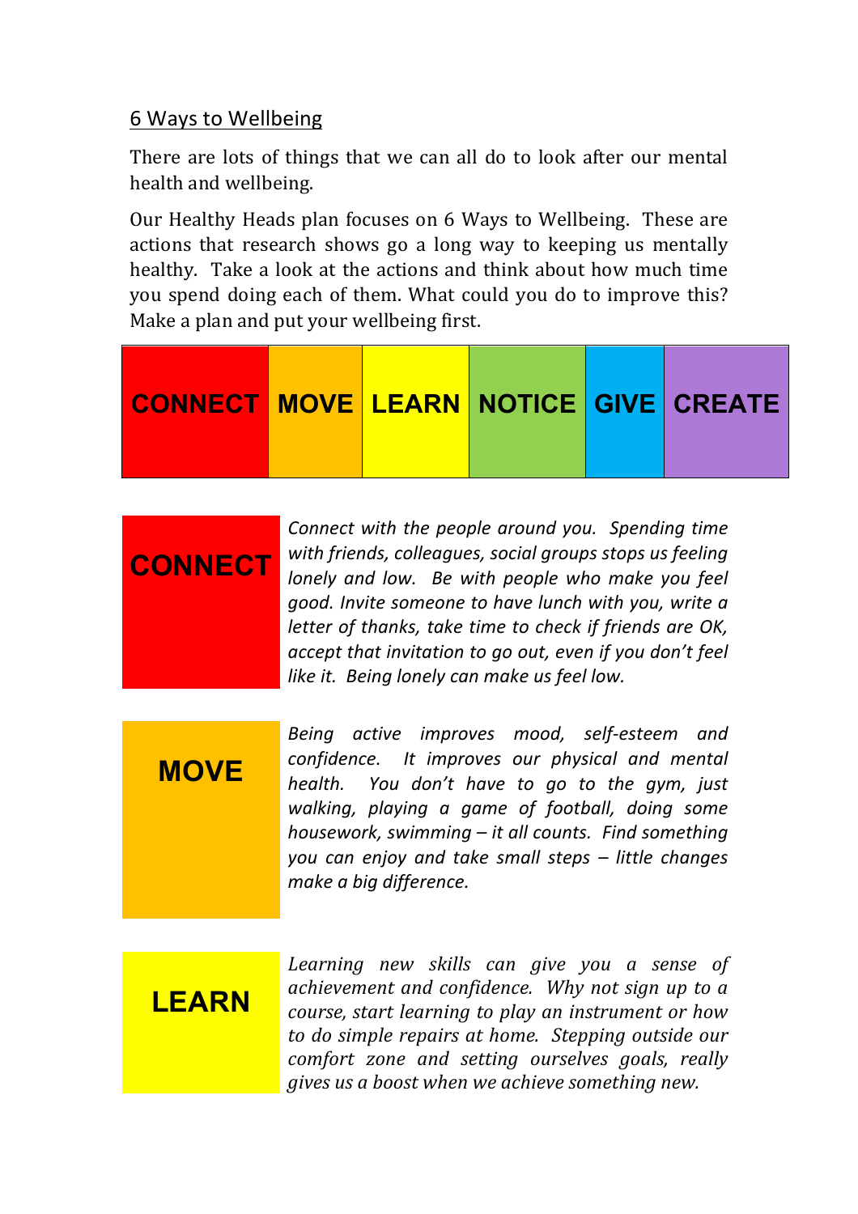## 6 Ways to Wellbeing

There are lots of things that we can all do to look after our mental health and wellbeing.

Our Healthy Heads plan focuses on 6 Ways to Wellbeing. These are actions that research shows go a long way to keeping us mentally healthy. Take a look at the actions and think about how much time you spend doing each of them. What could you do to improve this? Make a plan and put your wellbeing first.

| CONNECT | MOVE | LEARN | NOTICE | GIVE | CREATE |
|---|---|---|---|---|---|

| | |
|---|---|
| **CONNECT** | *Connect with the people around you. Spending time with friends, colleagues, social groups stops us feeling lonely and low. Be with people who make you feel good. Invite someone to have lunch with you, write a letter of thanks, take time to check if friends are OK, accept that invitation to go out, even if you don't feel like it. Being lonely can make us feel low.* |
| **MOVE** | *Being active improves mood, self-esteem and confidence. It improves our physical and mental health. You don't have to go to the gym, just walking, playing a game of football, doing some housework, swimming – it all counts. Find something you can enjoy and take small steps – little changes make a big difference.* |
| **LEARN** | *Learning new skills can give you a sense of achievement and confidence. Why not sign up to a course, start learning to play an instrument or how to do simple repairs at home. Stepping outside our comfort zone and setting ourselves goals, really gives us a boost when we achieve something new.* |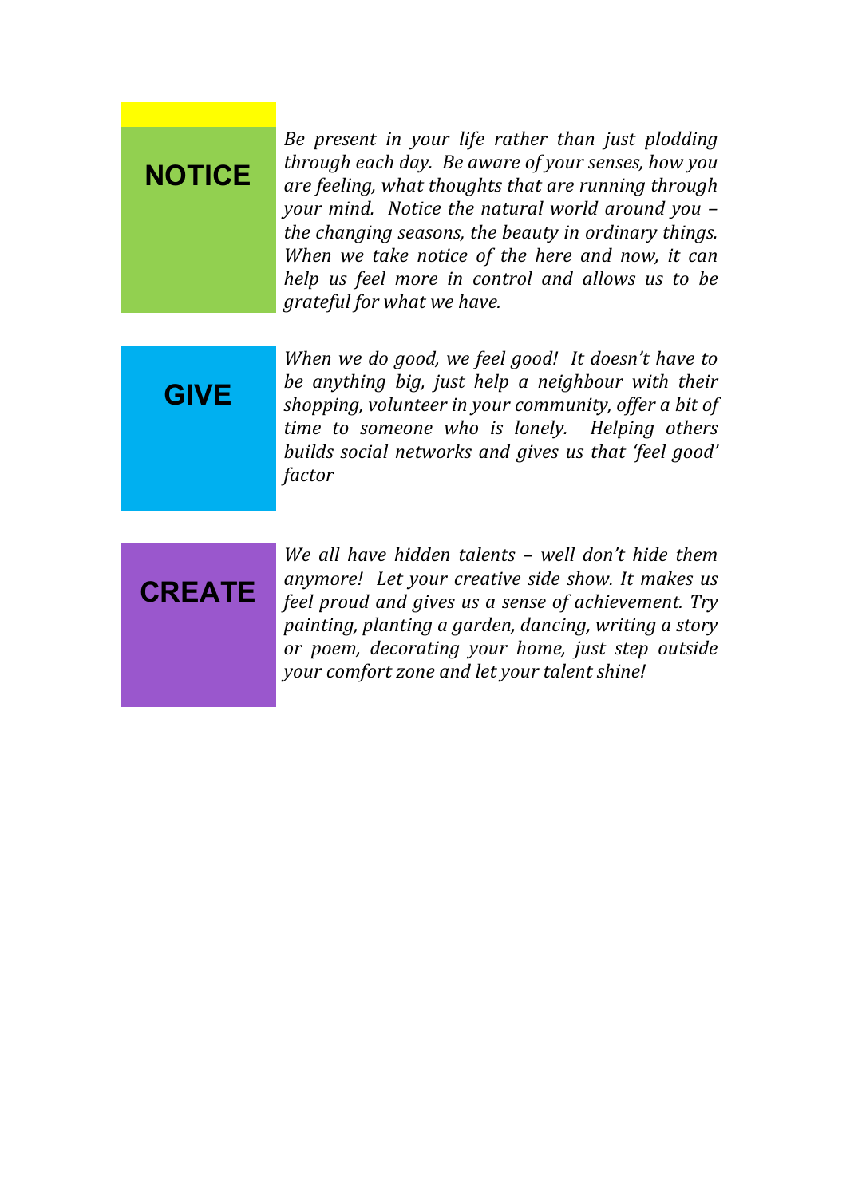## NOTICE

*Be present in your life rather than just plodding through each day. Be aware of your senses, how you are feeling, what thoughts that are running through your mind. Notice the natural world around you – the changing seasons, the beauty in ordinary things. When we take notice of the here and now, it can help us feel more in control and allows us to be grateful for what we have.*

## GIVE

*When we do good, we feel good! It doesn't have to be anything big, just help a neighbour with their shopping, volunteer in your community, offer a bit of time to someone who is lonely. Helping others builds social networks and gives us that 'feel good' factor*

## CREATE

*We all have hidden talents – well don't hide them anymore! Let your creative side show. It makes us feel proud and gives us a sense of achievement. Try painting, planting a garden, dancing, writing a story or poem, decorating your home, just step outside your comfort zone and let your talent shine!*